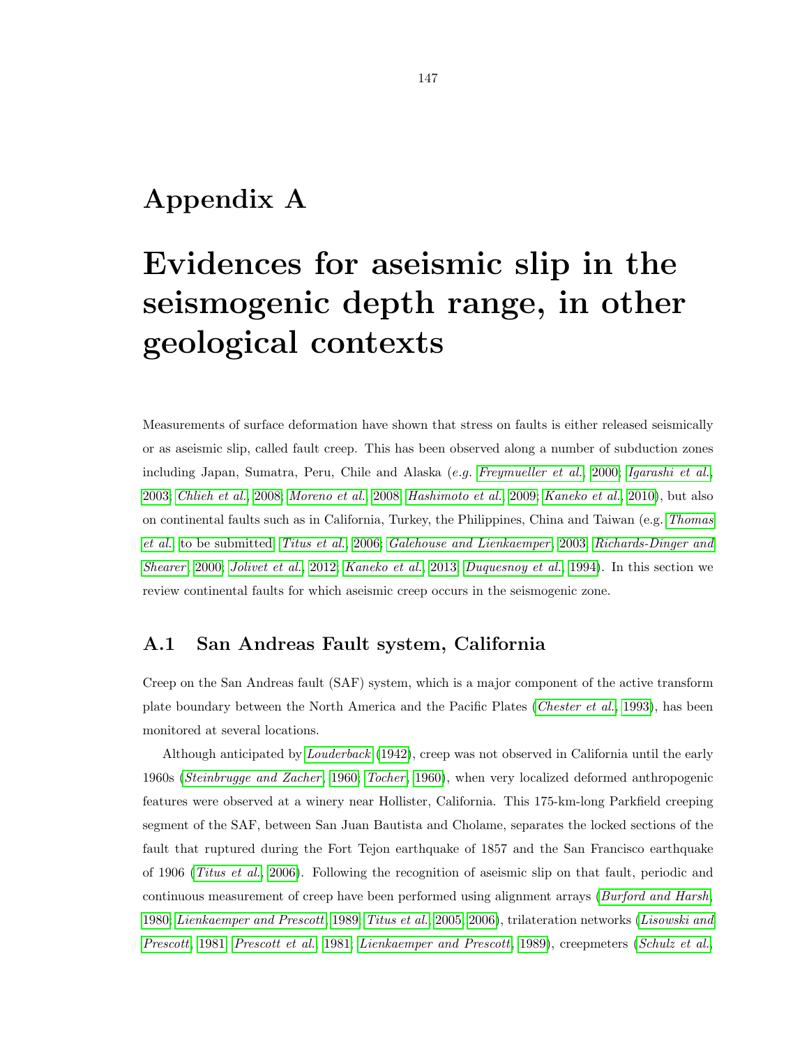# Appendix A

# Evidences for aseismic slip in the seismogenic depth range, in other geological contexts

Measurements of surface deformation have shown that stress on faults is either released seismically or as aseismic slip, called fault creep. This has been observed along a number of subduction zones including Japan, Sumatra, Peru, Chile and Alaska (*e.g.* *Freymueller et al.*, 2000; *Igarashi et al.*, 2003; *Chlieh et al.*, 2008; *Moreno et al.*, 2008; *Hashimoto et al.*, 2009; *Kaneko et al.*, 2010), but also on continental faults such as in California, Turkey, the Philippines, China and Taiwan (e.g. *Thomas et al.*, to be submitted; *Titus et al.*, 2006; *Galehouse and Lienkaemper*, 2003; *Richards-Dinger and Shearer*, 2000; *Jolivet et al.*, 2012; *Kaneko et al.*, 2013; *Duquesnoy et al.*, 1994). In this section we review continental faults for which aseismic creep occurs in the seismogenic zone.

## A.1 San Andreas Fault system, California

Creep on the San Andreas fault (SAF) system, which is a major component of the active transform plate boundary between the North America and the Pacific Plates (*Chester et al.*, 1993), has been monitored at several locations.

Although anticipated by *Louderback* (1942), creep was not observed in California until the early 1960s (*Steinbrugge and Zacher*, 1960; *Tocher*, 1960), when very localized deformed anthropogenic features were observed at a winery near Hollister, California. This 175-km-long Parkfield creeping segment of the SAF, between San Juan Bautista and Cholame, separates the locked sections of the fault that ruptured during the Fort Tejon earthquake of 1857 and the San Francisco earthquake of 1906 (*Titus et al.*, 2006). Following the recognition of aseismic slip on that fault, periodic and continuous measurement of creep have been performed using alignment arrays (*Burford and Harsh*, 1980; *Lienkaemper and Prescott*, 1989; *Titus et al.*, 2005, 2006), trilateration networks (*Lisowski and Prescott*, 1981; *Prescott et al.*, 1981; *Lienkaemper and Prescott*, 1989), creepmeters (*Schulz et al.*,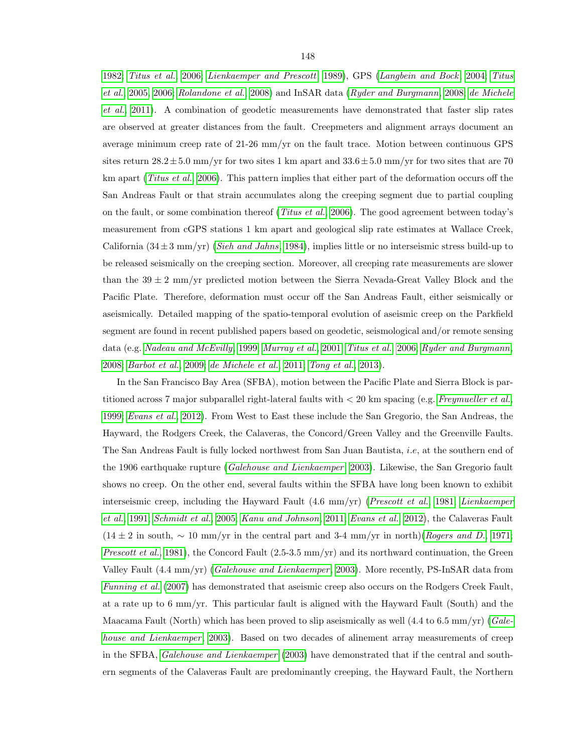1982; *Titus et al.*, 2006; *Lienkaemper and Prescott*, 1989), GPS (*Langbein and Bock*, 2004; *Titus et al.*, 2005, 2006; *Rolandone et al.*, 2008) and InSAR data (*Ryder and Burgmann*, 2008; *de Michele et al.*, 2011). A combination of geodetic measurements have demonstrated that faster slip rates are observed at greater distances from the fault. Creepmeters and alignment arrays document an average minimum creep rate of 21-26 mm/yr on the fault trace. Motion between continuous GPS sites return $28.2 \pm 5.0$ mm/yr for two sites 1 km apart and $33.6 \pm 5.0$ mm/yr for two sites that are 70 km apart (*Titus et al.*, 2006). This pattern implies that either part of the deformation occurs off the San Andreas Fault or that strain accumulates along the creeping segment due to partial coupling on the fault, or some combination thereof (*Titus et al.*, 2006). The good agreement between today's measurement from cGPS stations 1 km apart and geological slip rate estimates at Wallace Creek, California ($34 \pm 3$ mm/yr) (*Sieh and Jahns*, 1984), implies little or no interseismic stress build-up to be released seismically on the creeping section. Moreover, all creeping rate measurements are slower than the $39 \pm 2$ mm/yr predicted motion between the Sierra Nevada-Great Valley Block and the Pacific Plate. Therefore, deformation must occur off the San Andreas Fault, either seismically or aseismically. Detailed mapping of the spatio-temporal evolution of aseismic creep on the Parkfield segment are found in recent published papers based on geodetic, seismological and/or remote sensing data (e.g. *Nadeau and McEvilly*, 1999; *Murray et al.*, 2001; *Titus et al.*, 2006; *Ryder and Burgmann*, 2008; *Barbot et al.*, 2009; *de Michele et al.*, 2011; *Tong et al.*, 2013).

In the San Francisco Bay Area (SFBA), motion between the Pacific Plate and Sierra Block is partitioned across 7 major subparallel right-lateral faults with $< 20$ km spacing (e.g. *Freymueller et al.*, 1999; *Evans et al.*, 2012). From West to East these include the San Gregorio, the San Andreas, the Hayward, the Rodgers Creek, the Calaveras, the Concord/Green Valley and the Greenville Faults. The San Andreas Fault is fully locked northwest from San Juan Bautista, *i.e*, at the southern end of the 1906 earthquake rupture (*Galehouse and Lienkaemper*, 2003). Likewise, the San Gregorio fault shows no creep. On the other end, several faults within the SFBA have long been known to exhibit interseismic creep, including the Hayward Fault (4.6 mm/yr) (*Prescott et al.*, 1981; *Lienkaemper et al.*, 1991; *Schmidt et al.*, 2005; *Kanu and Johnson*, 2011; *Evans et al.*, 2012), the Calaveras Fault ($14 \pm 2$ in south, $\sim 10$ mm/yr in the central part and 3-4 mm/yr in north)(*Rogers and D.*, 1971; *Prescott et al.*, 1981), the Concord Fault (2.5-3.5 mm/yr) and its northward continuation, the Green Valley Fault (4.4 mm/yr) (*Galehouse and Lienkaemper*, 2003). More recently, PS-InSAR data from *Funning et al.* (2007) has demonstrated that aseismic creep also occurs on the Rodgers Creek Fault, at a rate up to 6 mm/yr. This particular fault is aligned with the Hayward Fault (South) and the Maacama Fault (North) which has been proved to slip aseismically as well (4.4 to 6.5 mm/yr) (*Galehouse and Lienkaemper*, 2003). Based on two decades of alinement array measurements of creep in the SFBA, *Galehouse and Lienkaemper* (2003) have demonstrated that if the central and southern segments of the Calaveras Fault are predominantly creeping, the Hayward Fault, the Northern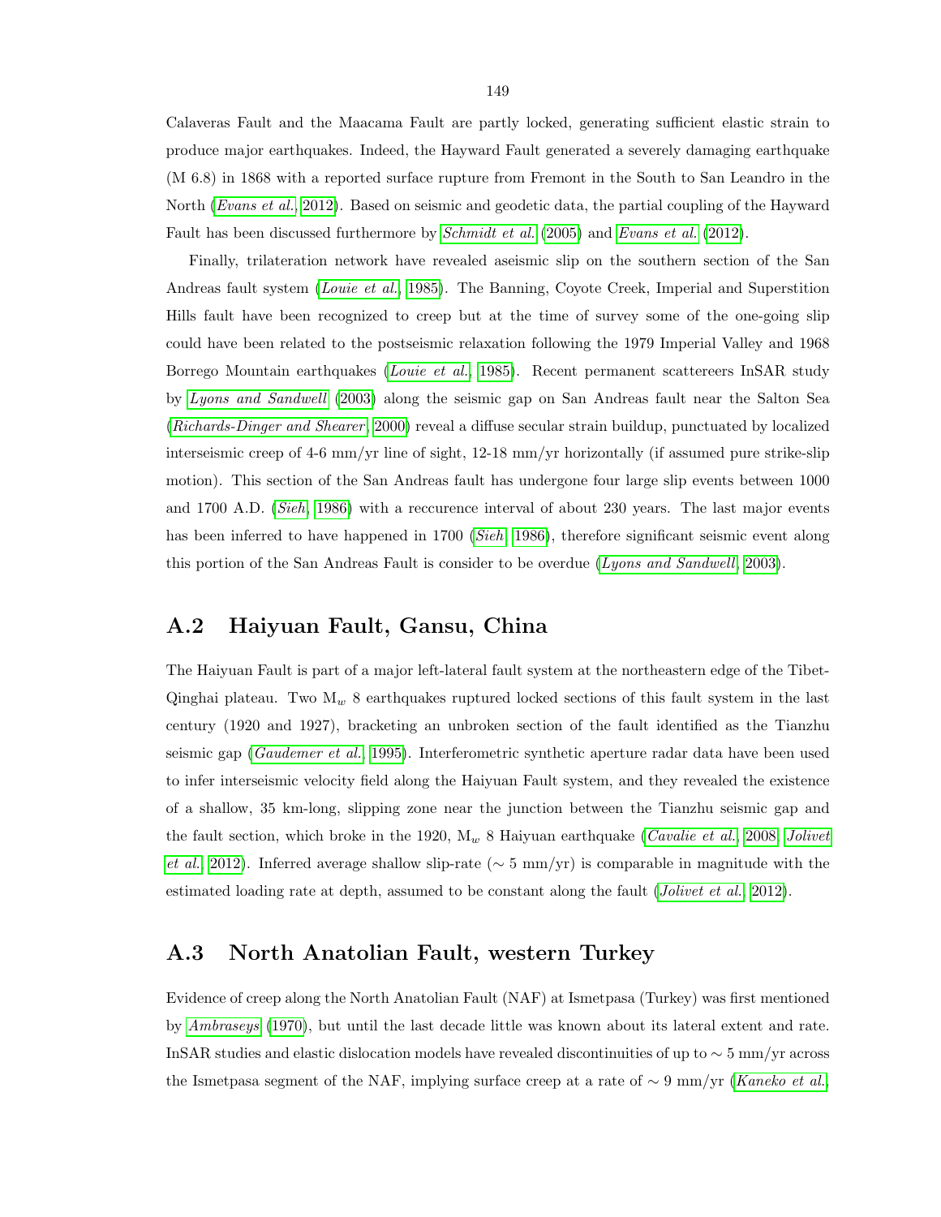Calaveras Fault and the Maacama Fault are partly locked, generating sufficient elastic strain to produce major earthquakes. Indeed, the Hayward Fault generated a severely damaging earthquake (M 6.8) in 1868 with a reported surface rupture from Fremont in the South to San Leandro in the North (*Evans et al.*, 2012). Based on seismic and geodetic data, the partial coupling of the Hayward Fault has been discussed furthermore by *Schmidt et al.* (2005) and *Evans et al.* (2012).

Finally, trilateration network have revealed aseismic slip on the southern section of the San Andreas fault system (*Louie et al.*, 1985). The Banning, Coyote Creek, Imperial and Superstition Hills fault have been recognized to creep but at the time of survey some of the one-going slip could have been related to the postseismic relaxation following the 1979 Imperial Valley and 1968 Borrego Mountain earthquakes (*Louie et al.*, 1985). Recent permanent scattereers InSAR study by *Lyons and Sandwell* (2003) along the seismic gap on San Andreas fault near the Salton Sea (*Richards-Dinger and Shearer*, 2000) reveal a diffuse secular strain buildup, punctuated by localized interseismic creep of 4-6 mm/yr line of sight, 12-18 mm/yr horizontally (if assumed pure strike-slip motion). This section of the San Andreas fault has undergone four large slip events between 1000 and 1700 A.D. (*Sieh*, 1986) with a reccurence interval of about 230 years. The last major events has been inferred to have happened in 1700 (*Sieh*, 1986), therefore significant seismic event along this portion of the San Andreas Fault is consider to be overdue (*Lyons and Sandwell*, 2003).

## A.2 Haiyuan Fault, Gansu, China

The Haiyuan Fault is part of a major left-lateral fault system at the northeastern edge of the Tibet-Qinghai plateau. Two $M_w$ 8 earthquakes ruptured locked sections of this fault system in the last century (1920 and 1927), bracketing an unbroken section of the fault identified as the Tianzhu seismic gap (*Gaudemer et al.*, 1995). Interferometric synthetic aperture radar data have been used to infer interseismic velocity field along the Haiyuan Fault system, and they revealed the existence of a shallow, 35 km-long, slipping zone near the junction between the Tianzhu seismic gap and the fault section, which broke in the 1920, $M_w$ 8 Haiyuan earthquake (*Cavalie et al.*, 2008; *Jolivet et al.*, 2012). Inferred average shallow slip-rate ($\sim$ 5 mm/yr) is comparable in magnitude with the estimated loading rate at depth, assumed to be constant along the fault (*Jolivet et al.*, 2012).

## A.3 North Anatolian Fault, western Turkey

Evidence of creep along the North Anatolian Fault (NAF) at Ismetpasa (Turkey) was first mentioned by *Ambraseys* (1970), but until the last decade little was known about its lateral extent and rate. InSAR studies and elastic dislocation models have revealed discontinuities of up to $\sim$ 5 mm/yr across the Ismetpasa segment of the NAF, implying surface creep at a rate of $\sim$ 9 mm/yr (*Kaneko et al.*,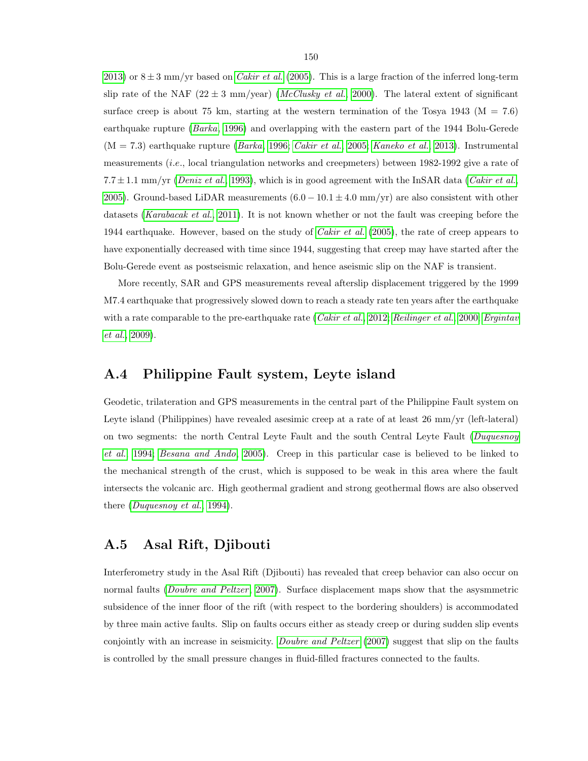2013) or $8 \pm 3$ mm/yr based on *Cakir et al.* (2005). This is a large fraction of the inferred long-term slip rate of the NAF ($22 \pm 3$ mm/year) (*McClusky et al.*, 2000). The lateral extent of significant surface creep is about 75 km, starting at the western termination of the Tosya 1943 (M = 7.6) earthquake rupture (*Barka*, 1996) and overlapping with the eastern part of the 1944 Bolu-Gerede (M = 7.3) earthquake rupture (*Barka*, 1996; *Cakir et al.*, 2005; *Kaneko et al.*, 2013). Instrumental measurements (*i.e.*, local triangulation networks and creepmeters) between 1982-1992 give a rate of $7.7 \pm 1.1$ mm/yr (*Deniz et al.*, 1993), which is in good agreement with the InSAR data (*Cakir et al.*, 2005). Ground-based LiDAR measurements ($6.0 - 10.1 \pm 4.0$ mm/yr) are also consistent with other datasets (*Karabacak et al.*, 2011). It is not known whether or not the fault was creeping before the 1944 earthquake. However, based on the study of *Cakir et al.* (2005), the rate of creep appears to have exponentially decreased with time since 1944, suggesting that creep may have started after the Bolu-Gerede event as postseismic relaxation, and hence aseismic slip on the NAF is transient.

More recently, SAR and GPS measurements reveal afterslip displacement triggered by the 1999 M7.4 earthquake that progressively slowed down to reach a steady rate ten years after the earthquake with a rate comparable to the pre-earthquake rate (*Cakir et al.*, 2012; *Reilinger et al.*, 2000; *Ergintav et al.*, 2009).

## A.4 Philippine Fault system, Leyte island

Geodetic, trilateration and GPS measurements in the central part of the Philippine Fault system on Leyte island (Philippines) have revealed asesimic creep at a rate of at least 26 mm/yr (left-lateral) on two segments: the north Central Leyte Fault and the south Central Leyte Fault (*Duquesnoy et al.*, 1994; *Besana and Ando*, 2005). Creep in this particular case is believed to be linked to the mechanical strength of the crust, which is supposed to be weak in this area where the fault intersects the volcanic arc. High geothermal gradient and strong geothermal flows are also observed there (*Duquesnoy et al.*, 1994).

## A.5 Asal Rift, Djibouti

Interferometry study in the Asal Rift (Djibouti) has revealed that creep behavior can also occur on normal faults (*Doubre and Peltzer*, 2007). Surface displacement maps show that the asysmmetric subsidence of the inner floor of the rift (with respect to the bordering shoulders) is accommodated by three main active faults. Slip on faults occurs either as steady creep or during sudden slip events conjointly with an increase in seismicity. *Doubre and Peltzer* (2007) suggest that slip on the faults is controlled by the small pressure changes in fluid-filled fractures connected to the faults.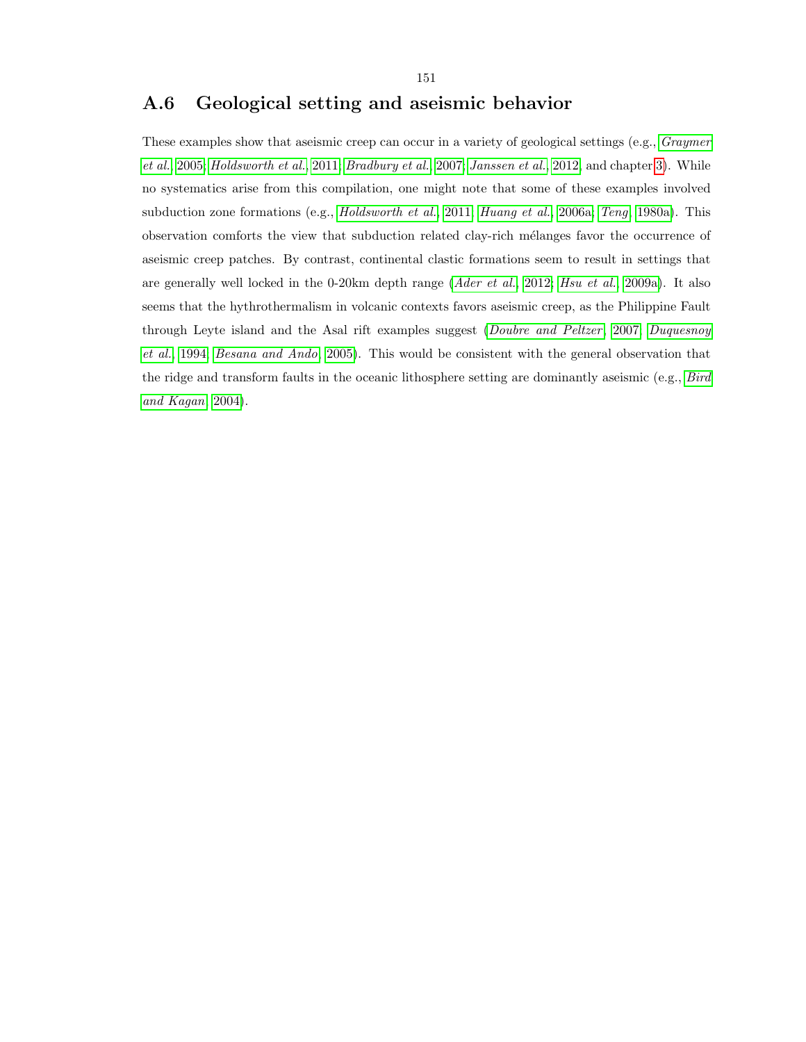## A.6 Geological setting and aseismic behavior

These examples show that aseismic creep can occur in a variety of geological settings (e.g., *Graymer et al.*, 2005; *Holdsworth et al.*, 2011; *Bradbury et al.*, 2007; *Janssen et al.*, 2012, and chapter 3). While no systematics arise from this compilation, one might note that some of these examples involved subduction zone formations (e.g., *Holdsworth et al.*, 2011; *Huang et al.*, 2006a; *Teng*, 1980a). This observation comforts the view that subduction related clay-rich mélanges favor the occurrence of aseismic creep patches. By contrast, continental clastic formations seem to result in settings that are generally well locked in the 0-20km depth range (*Ader et al.*, 2012; *Hsu et al.*, 2009a). It also seems that the hythrothermalism in volcanic contexts favors aseismic creep, as the Philippine Fault through Leyte island and the Asal rift examples suggest (*Doubre and Peltzer*, 2007; *Duquesnoy et al.*, 1994; *Besana and Ando*, 2005). This would be consistent with the general observation that the ridge and transform faults in the oceanic lithosphere setting are dominantly aseismic (e.g., *Bird and Kagan*, 2004).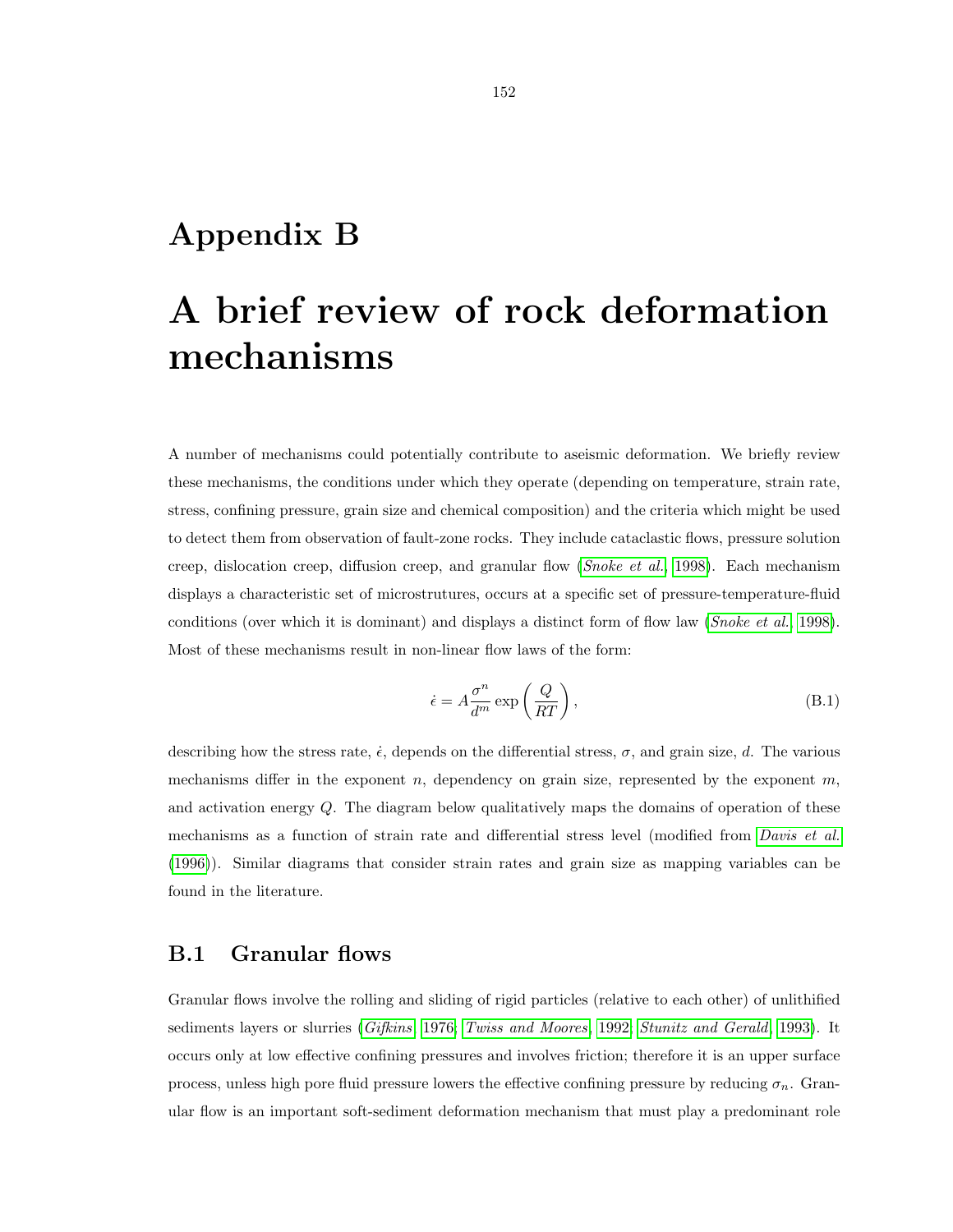# Appendix B

# A brief review of rock deformation mechanisms

A number of mechanisms could potentially contribute to aseismic deformation. We briefly review these mechanisms, the conditions under which they operate (depending on temperature, strain rate, stress, confining pressure, grain size and chemical composition) and the criteria which might be used to detect them from observation of fault-zone rocks. They include cataclastic flows, pressure solution creep, dislocation creep, diffusion creep, and granular flow (*Snoke et al.*, 1998). Each mechanism displays a characteristic set of microstrutures, occurs at a specific set of pressure-temperature-fluid conditions (over which it is dominant) and displays a distinct form of flow law (*Snoke et al.*, 1998). Most of these mechanisms result in non-linear flow laws of the form:

$$\dot{\epsilon} = A \frac{\sigma^n}{d^m} \exp\left(\frac{Q}{RT}\right), \tag{B.1}$$

describing how the stress rate, $\dot{\epsilon}$, depends on the differential stress, $\sigma$, and grain size, $d$. The various mechanisms differ in the exponent $n$, dependency on grain size, represented by the exponent $m$, and activation energy $Q$. The diagram below qualitatively maps the domains of operation of these mechanisms as a function of strain rate and differential stress level (modified from *Davis et al.* (1996)). Similar diagrams that consider strain rates and grain size as mapping variables can be found in the literature.

## B.1 Granular flows

Granular flows involve the rolling and sliding of rigid particles (relative to each other) of unlithified sediments layers or slurries (*Gifkins*, 1976; *Twiss and Moores*, 1992; *Stunitz and Gerald*, 1993). It occurs only at low effective confining pressures and involves friction; therefore it is an upper surface process, unless high pore fluid pressure lowers the effective confining pressure by reducing $\sigma_n$. Granular flow is an important soft-sediment deformation mechanism that must play a predominant role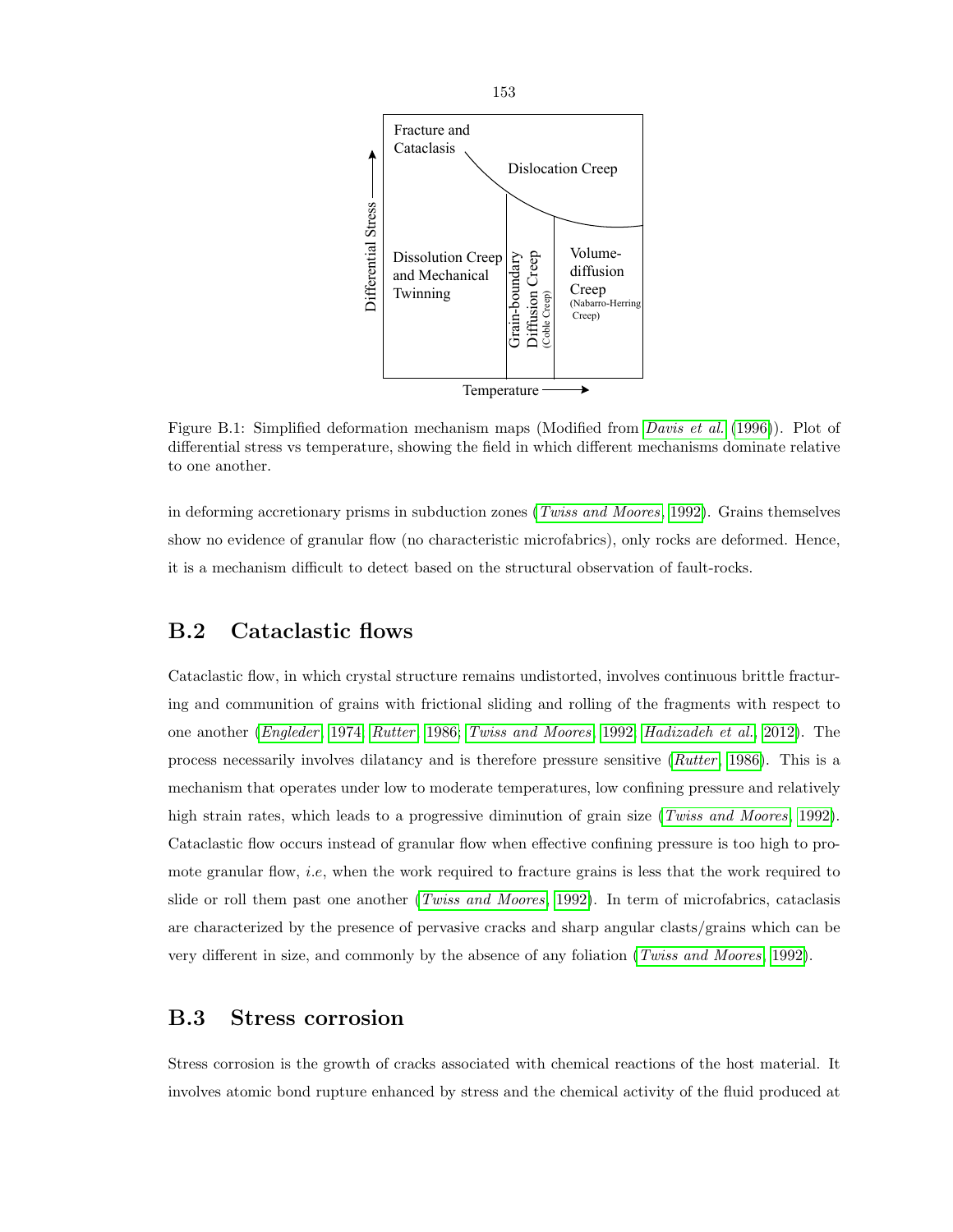Figure B.1: Simplified deformation mechanism maps (Modified from *Davis et al.* (1996)). Plot of differential stress vs temperature, showing the field in which different mechanisms dominate relative to one another.

in deforming accretionary prisms in subduction zones (*Twiss and Moores*, 1992). Grains themselves show no evidence of granular flow (no characteristic microfabrics), only rocks are deformed. Hence, it is a mechanism difficult to detect based on the structural observation of fault-rocks.

## B.2 Cataclastic flows

Cataclastic flow, in which crystal structure remains undistorted, involves continuous brittle fracturing and communition of grains with frictional sliding and rolling of the fragments with respect to one another (*Engleder*, 1974; *Rutter*, 1986; *Twiss and Moores*, 1992; *Hadizadeh et al.*, 2012). The process necessarily involves dilatancy and is therefore pressure sensitive (*Rutter*, 1986). This is a mechanism that operates under low to moderate temperatures, low confining pressure and relatively high strain rates, which leads to a progressive diminution of grain size (*Twiss and Moores*, 1992). Cataclastic flow occurs instead of granular flow when effective confining pressure is too high to promote granular flow, *i.e*, when the work required to fracture grains is less that the work required to slide or roll them past one another (*Twiss and Moores*, 1992). In term of microfabrics, cataclasis are characterized by the presence of pervasive cracks and sharp angular clasts/grains which can be very different in size, and commonly by the absence of any foliation (*Twiss and Moores*, 1992).

## B.3 Stress corrosion

Stress corrosion is the growth of cracks associated with chemical reactions of the host material. It involves atomic bond rupture enhanced by stress and the chemical activity of the fluid produced at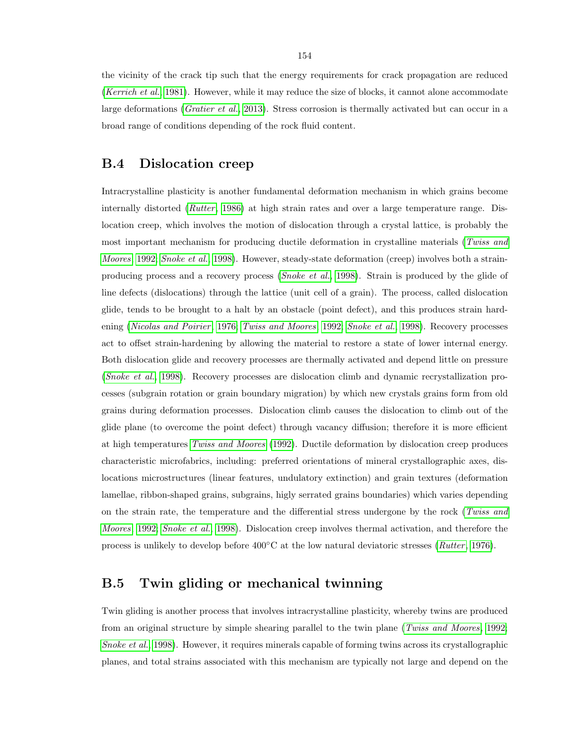the vicinity of the crack tip such that the energy requirements for crack propagation are reduced (*Kerrich et al.*, 1981). However, while it may reduce the size of blocks, it cannot alone accommodate large deformations (*Gratier et al.*, 2013). Stress corrosion is thermally activated but can occur in a broad range of conditions depending of the rock fluid content.

## B.4 Dislocation creep

Intracrystalline plasticity is another fundamental deformation mechanism in which grains become internally distorted (*Rutter*, 1986) at high strain rates and over a large temperature range. Dislocation creep, which involves the motion of dislocation through a crystal lattice, is probably the most important mechanism for producing ductile deformation in crystalline materials (*Twiss and Moores*, 1992; *Snoke et al.*, 1998). However, steady-state deformation (creep) involves both a strain-producing process and a recovery process (*Snoke et al.*, 1998). Strain is produced by the glide of line defects (dislocations) through the lattice (unit cell of a grain). The process, called dislocation glide, tends to be brought to a halt by an obstacle (point defect), and this produces strain hardening (*Nicolas and Poirier*, 1976; *Twiss and Moores*, 1992; *Snoke et al.*, 1998). Recovery processes act to offset strain-hardening by allowing the material to restore a state of lower internal energy. Both dislocation glide and recovery processes are thermally activated and depend little on pressure (*Snoke et al.*, 1998). Recovery processes are dislocation climb and dynamic recrystallization processes (subgrain rotation or grain boundary migration) by which new crystals grains form from old grains during deformation processes. Dislocation climb causes the dislocation to climb out of the glide plane (to overcome the point defect) through vacancy diffusion; therefore it is more efficient at high temperatures *Twiss and Moores* (1992). Ductile deformation by dislocation creep produces characteristic microfabrics, including: preferred orientations of mineral crystallographic axes, dislocations microstructures (linear features, undulatory extinction) and grain textures (deformation lamellae, ribbon-shaped grains, subgrains, higly serrated grains boundaries) which varies depending on the strain rate, the temperature and the differential stress undergone by the rock (*Twiss and Moores*, 1992; *Snoke et al.*, 1998). Dislocation creep involves thermal activation, and therefore the process is unlikely to develop before 400°C at the low natural deviatoric stresses (*Rutter*, 1976).

## B.5 Twin gliding or mechanical twinning

Twin gliding is another process that involves intracrystalline plasticity, whereby twins are produced from an original structure by simple shearing parallel to the twin plane (*Twiss and Moores*, 1992; *Snoke et al.*, 1998). However, it requires minerals capable of forming twins across its crystallographic planes, and total strains associated with this mechanism are typically not large and depend on the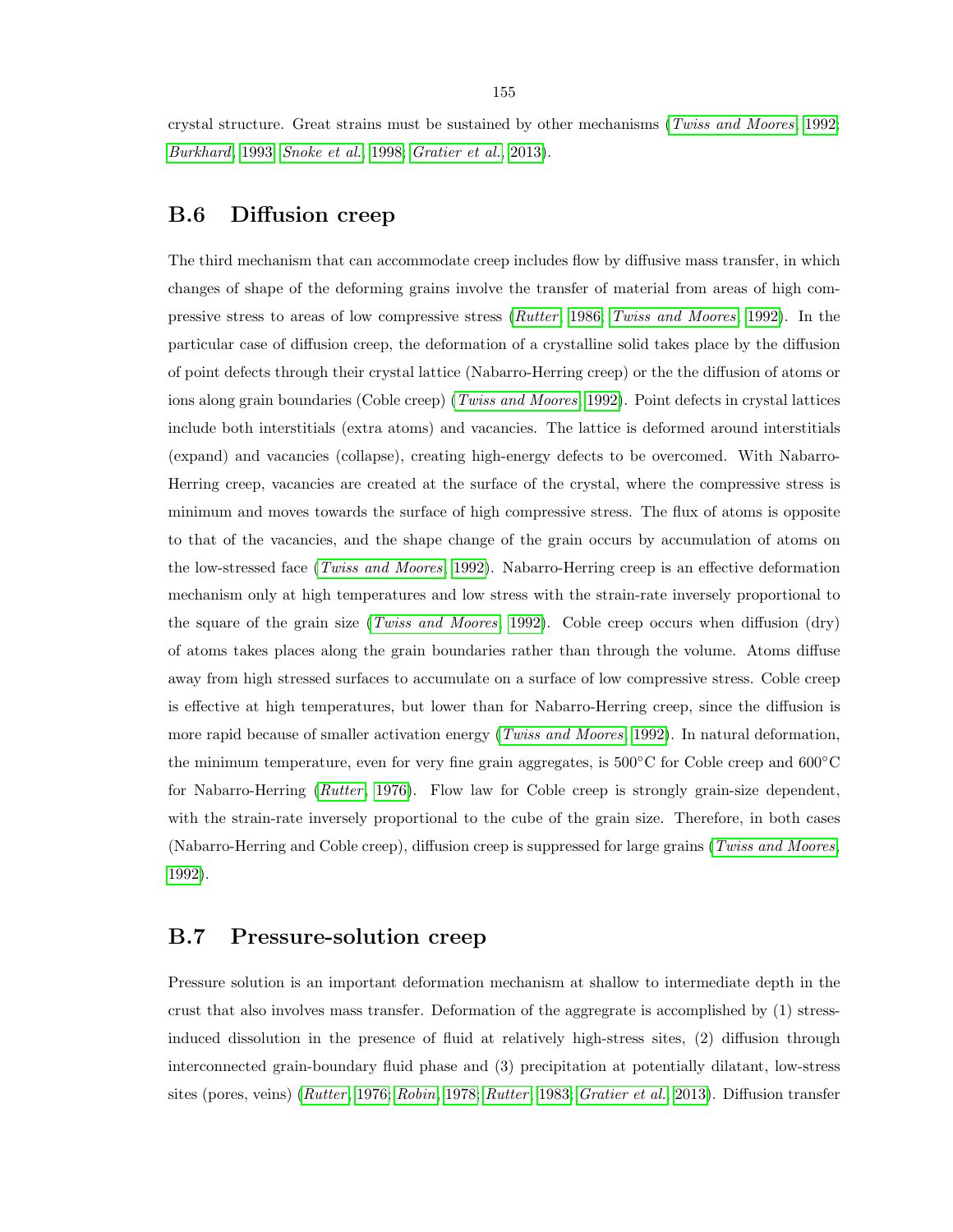crystal structure. Great strains must be sustained by other mechanisms (*Twiss and Moores*, 1992; *Burkhard*, 1993; *Snoke et al.*, 1998; *Gratier et al.*, 2013).

## B.6 Diffusion creep

The third mechanism that can accommodate creep includes flow by diffusive mass transfer, in which changes of shape of the deforming grains involve the transfer of material from areas of high compressive stress to areas of low compressive stress (*Rutter*, 1986; *Twiss and Moores*, 1992). In the particular case of diffusion creep, the deformation of a crystalline solid takes place by the diffusion of point defects through their crystal lattice (Nabarro-Herring creep) or the the diffusion of atoms or ions along grain boundaries (Coble creep) (*Twiss and Moores*, 1992). Point defects in crystal lattices include both interstitials (extra atoms) and vacancies. The lattice is deformed around interstitials (expand) and vacancies (collapse), creating high-energy defects to be overcomed. With Nabarro-Herring creep, vacancies are created at the surface of the crystal, where the compressive stress is minimum and moves towards the surface of high compressive stress. The flux of atoms is opposite to that of the vacancies, and the shape change of the grain occurs by accumulation of atoms on the low-stressed face (*Twiss and Moores*, 1992). Nabarro-Herring creep is an effective deformation mechanism only at high temperatures and low stress with the strain-rate inversely proportional to the square of the grain size (*Twiss and Moores*, 1992). Coble creep occurs when diffusion (dry) of atoms takes places along the grain boundaries rather than through the volume. Atoms diffuse away from high stressed surfaces to accumulate on a surface of low compressive stress. Coble creep is effective at high temperatures, but lower than for Nabarro-Herring creep, since the diffusion is more rapid because of smaller activation energy (*Twiss and Moores*, 1992). In natural deformation, the minimum temperature, even for very fine grain aggregates, is 500°C for Coble creep and 600°C for Nabarro-Herring (*Rutter*, 1976). Flow law for Coble creep is strongly grain-size dependent, with the strain-rate inversely proportional to the cube of the grain size. Therefore, in both cases (Nabarro-Herring and Coble creep), diffusion creep is suppressed for large grains (*Twiss and Moores*, 1992).

## B.7 Pressure-solution creep

Pressure solution is an important deformation mechanism at shallow to intermediate depth in the crust that also involves mass transfer. Deformation of the aggregrate is accomplished by (1) stress-induced dissolution in the presence of fluid at relatively high-stress sites, (2) diffusion through interconnected grain-boundary fluid phase and (3) precipitation at potentially dilatant, low-stress sites (pores, veins) (*Rutter*, 1976; *Robin*, 1978; *Rutter*, 1983; *Gratier et al.*, 2013). Diffusion transfer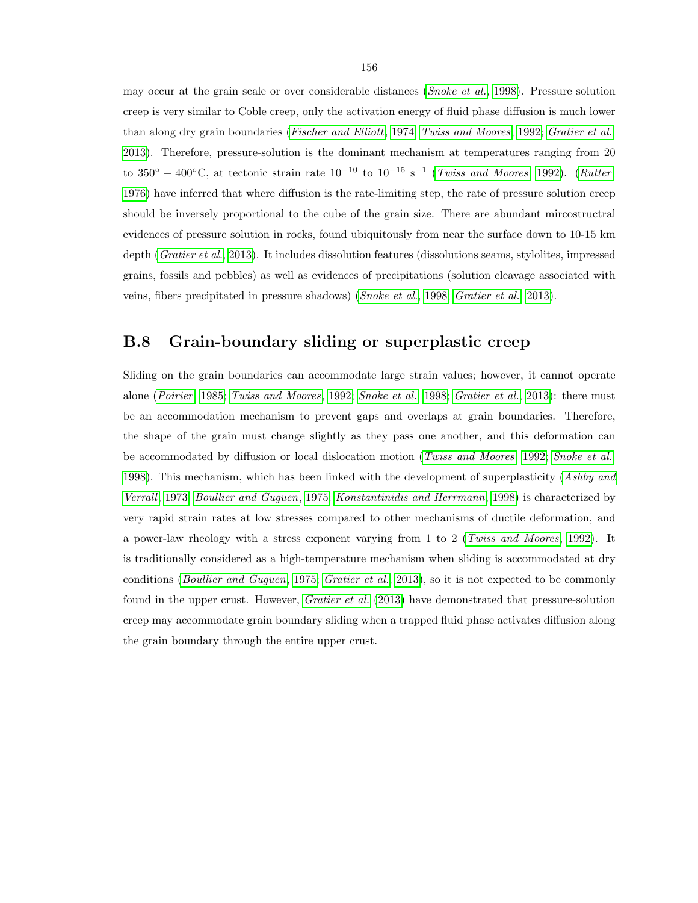may occur at the grain scale or over considerable distances (*Snoke et al.*, 1998). Pressure solution creep is very similar to Coble creep, only the activation energy of fluid phase diffusion is much lower than along dry grain boundaries (*Fischer and Elliott*, 1974; *Twiss and Moores*, 1992; *Gratier et al.*, 2013). Therefore, pressure-solution is the dominant mechanism at temperatures ranging from 20 to $350° - 400°$C, at tectonic strain rate $10^{-10}$ to $10^{-15}$ s$^{-1}$ (*Twiss and Moores*, 1992). (*Rutter*, 1976) have inferred that where diffusion is the rate-limiting step, the rate of pressure solution creep should be inversely proportional to the cube of the grain size. There are abundant mircostructral evidences of pressure solution in rocks, found ubiquitously from near the surface down to 10-15 km depth (*Gratier et al.*, 2013). It includes dissolution features (dissolutions seams, stylolites, impressed grains, fossils and pebbles) as well as evidences of precipitations (solution cleavage associated with veins, fibers precipitated in pressure shadows) (*Snoke et al.*, 1998; *Gratier et al.*, 2013).

## B.8 Grain-boundary sliding or superplastic creep

Sliding on the grain boundaries can accommodate large strain values; however, it cannot operate alone (*Poirier*, 1985; *Twiss and Moores*, 1992; *Snoke et al.*, 1998; *Gratier et al.*, 2013): there must be an accommodation mechanism to prevent gaps and overlaps at grain boundaries. Therefore, the shape of the grain must change slightly as they pass one another, and this deformation can be accommodated by diffusion or local dislocation motion (*Twiss and Moores*, 1992; *Snoke et al.*, 1998). This mechanism, which has been linked with the development of superplasticity (*Ashby and Verrall*, 1973; *Boullier and Guguen*, 1975; *Konstantinidis and Herrmann*, 1998) is characterized by very rapid strain rates at low stresses compared to other mechanisms of ductile deformation, and a power-law rheology with a stress exponent varying from 1 to 2 (*Twiss and Moores*, 1992). It is traditionally considered as a high-temperature mechanism when sliding is accommodated at dry conditions (*Boullier and Guguen*, 1975; *Gratier et al.*, 2013), so it is not expected to be commonly found in the upper crust. However, *Gratier et al.* (2013) have demonstrated that pressure-solution creep may accommodate grain boundary sliding when a trapped fluid phase activates diffusion along the grain boundary through the entire upper crust.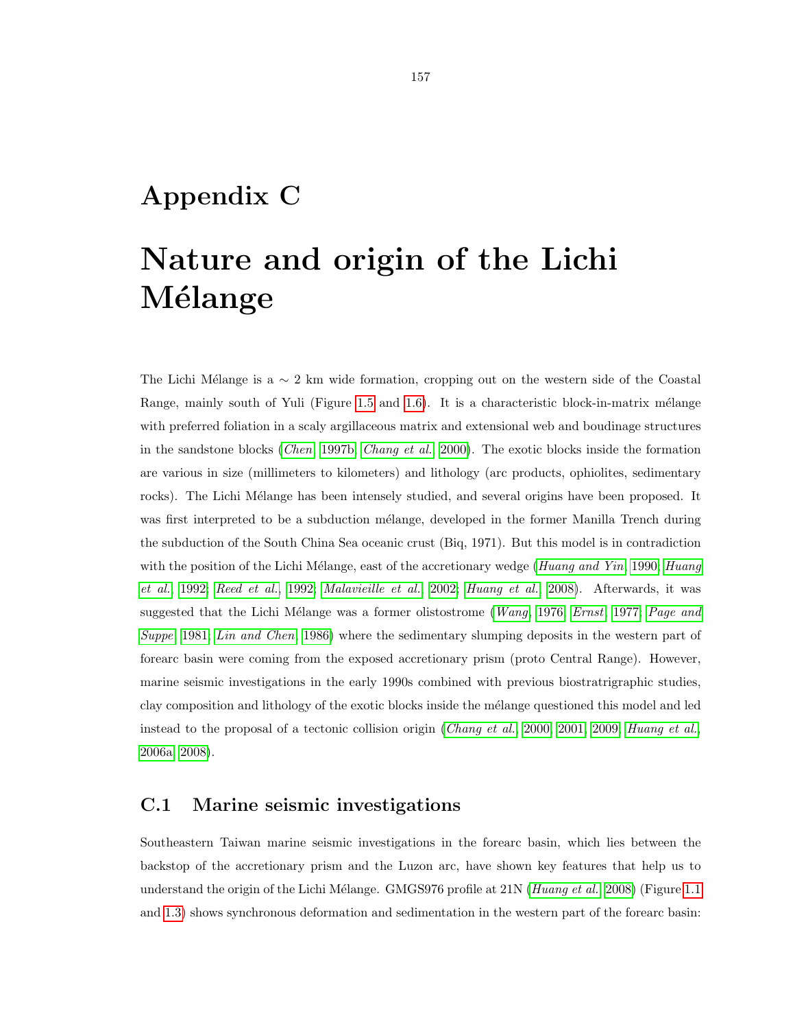# Appendix C

# Nature and origin of the Lichi Mélange

The Lichi Mélange is a $\sim$ 2 km wide formation, cropping out on the western side of the Coastal Range, mainly south of Yuli (Figure 1.5 and 1.6). It is a characteristic block-in-matrix mélange with preferred foliation in a scaly argillaceous matrix and extensional web and boudinage structures in the sandstone blocks (*Chen*, 1997b; *Chang et al.*, 2000). The exotic blocks inside the formation are various in size (millimeters to kilometers) and lithology (arc products, ophiolites, sedimentary rocks). The Lichi Mélange has been intensely studied, and several origins have been proposed. It was first interpreted to be a subduction mélange, developed in the former Manilla Trench during the subduction of the South China Sea oceanic crust (Biq, 1971). But this model is in contradiction with the position of the Lichi Mélange, east of the accretionary wedge (*Huang and Yin*, 1990; *Huang et al.*, 1992; *Reed et al.*, 1992; *Malavieille et al.*, 2002; *Huang et al.*, 2008). Afterwards, it was suggested that the Lichi Mélange was a former olistostrome (*Wang*, 1976; *Ernst*, 1977; *Page and Suppe*, 1981; *Lin and Chen*, 1986) where the sedimentary slumping deposits in the western part of forearc basin were coming from the exposed accretionary prism (proto Central Range). However, marine seismic investigations in the early 1990s combined with previous biostratrigraphic studies, clay composition and lithology of the exotic blocks inside the mélange questioned this model and led instead to the proposal of a tectonic collision origin (*Chang et al.*, 2000, 2001, 2009; *Huang et al.*, 2006a, 2008).

## C.1 Marine seismic investigations

Southeastern Taiwan marine seismic investigations in the forearc basin, which lies between the backstop of the accretionary prism and the Luzon arc, have shown key features that help us to understand the origin of the Lichi Mélange. GMGS976 profile at 21N (*Huang et al.*, 2008) (Figure 1.1 and 1.3) shows synchronous deformation and sedimentation in the western part of the forearc basin: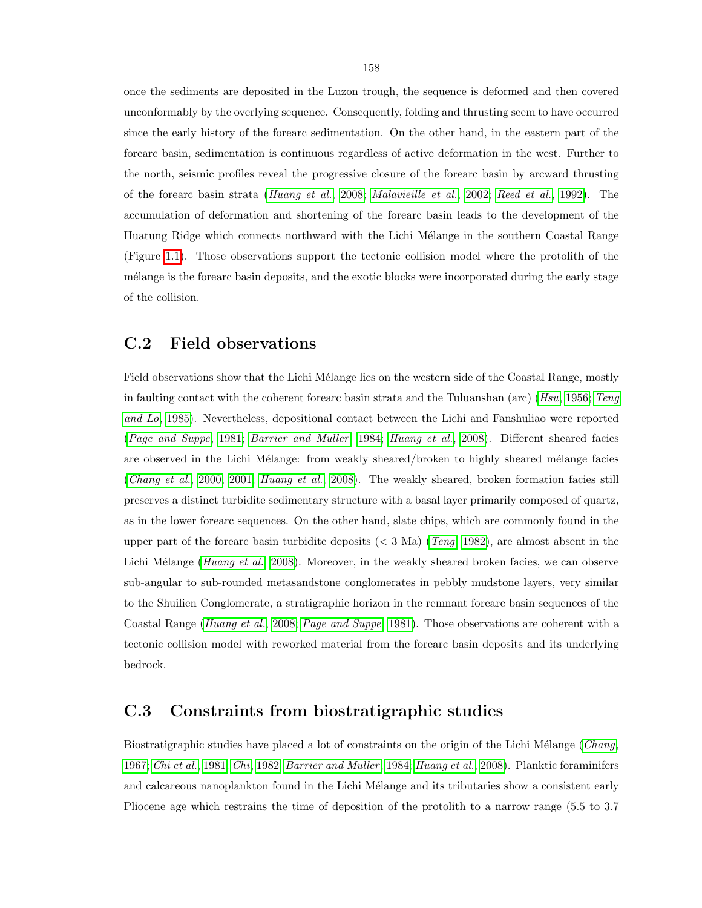once the sediments are deposited in the Luzon trough, the sequence is deformed and then covered unconformably by the overlying sequence. Consequently, folding and thrusting seem to have occurred since the early history of the forearc sedimentation. On the other hand, in the eastern part of the forearc basin, sedimentation is continuous regardless of active deformation in the west. Further to the north, seismic profiles reveal the progressive closure of the forearc basin by arcward thrusting of the forearc basin strata (*Huang et al.*, 2008; *Malavieille et al.*, 2002; *Reed et al.*, 1992). The accumulation of deformation and shortening of the forearc basin leads to the development of the Huatung Ridge which connects northward with the Lichi Mélange in the southern Coastal Range (Figure 1.1). Those observations support the tectonic collision model where the protolith of the mélange is the forearc basin deposits, and the exotic blocks were incorporated during the early stage of the collision.

## C.2 Field observations

Field observations show that the Lichi Mélange lies on the western side of the Coastal Range, mostly in faulting contact with the coherent forearc basin strata and the Tuluanshan (arc) (*Hsu*, 1956; *Teng and Lo*, 1985). Nevertheless, depositional contact between the Lichi and Fanshuliao were reported (*Page and Suppe*, 1981; *Barrier and Muller*, 1984; *Huang et al.*, 2008). Different sheared facies are observed in the Lichi Mélange: from weakly sheared/broken to highly sheared mélange facies (*Chang et al.*, 2000, 2001; *Huang et al.*, 2008). The weakly sheared, broken formation facies still preserves a distinct turbidite sedimentary structure with a basal layer primarily composed of quartz, as in the lower forearc sequences. On the other hand, slate chips, which are commonly found in the upper part of the forearc basin turbidite deposits ($< 3$ Ma) (*Teng*, 1982), are almost absent in the Lichi Mélange (*Huang et al.*, 2008). Moreover, in the weakly sheared broken facies, we can observe sub-angular to sub-rounded metasandstone conglomerates in pebbly mudstone layers, very similar to the Shuilien Conglomerate, a stratigraphic horizon in the remnant forearc basin sequences of the Coastal Range (*Huang et al.*, 2008; *Page and Suppe*, 1981). Those observations are coherent with a tectonic collision model with reworked material from the forearc basin deposits and its underlying bedrock.

## C.3 Constraints from biostratigraphic studies

Biostratigraphic studies have placed a lot of constraints on the origin of the Lichi Mélange (*Chang*, 1967; *Chi et al.*, 1981; *Chi*, 1982; *Barrier and Muller*, 1984; *Huang et al.*, 2008). Planktic foraminifers and calcareous nanoplankton found in the Lichi Mélange and its tributaries show a consistent early Pliocene age which restrains the time of deposition of the protolith to a narrow range (5.5 to 3.7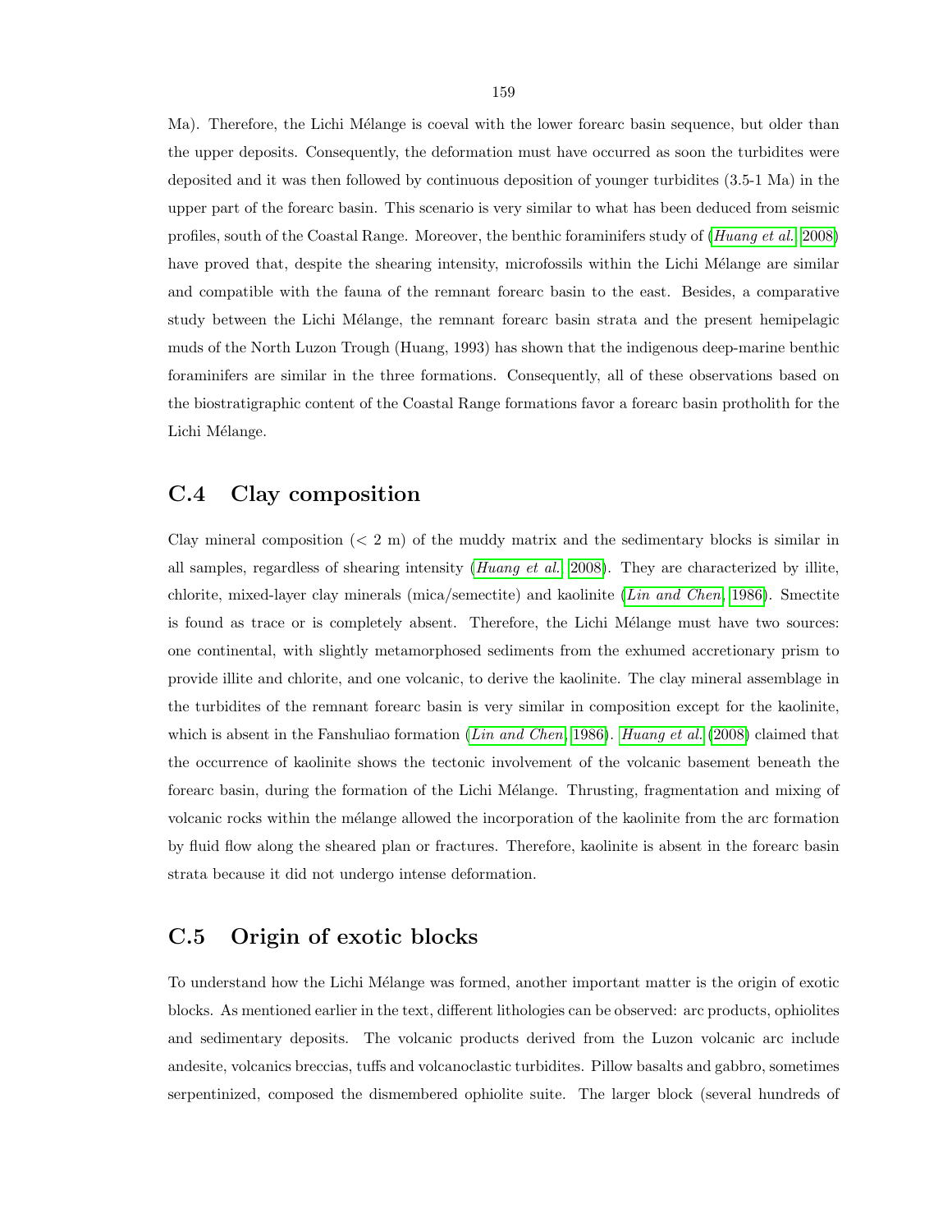Ma). Therefore, the Lichi Mélange is coeval with the lower forearc basin sequence, but older than the upper deposits. Consequently, the deformation must have occurred as soon the turbidites were deposited and it was then followed by continuous deposition of younger turbidites (3.5-1 Ma) in the upper part of the forearc basin. This scenario is very similar to what has been deduced from seismic profiles, south of the Coastal Range. Moreover, the benthic foraminifers study of (*Huang et al.*, 2008) have proved that, despite the shearing intensity, microfossils within the Lichi Mélange are similar and compatible with the fauna of the remnant forearc basin to the east. Besides, a comparative study between the Lichi Mélange, the remnant forearc basin strata and the present hemipelagic muds of the North Luzon Trough (Huang, 1993) has shown that the indigenous deep-marine benthic foraminifers are similar in the three formations. Consequently, all of these observations based on the biostratigraphic content of the Coastal Range formations favor a forearc basin protholith for the Lichi Mélange.

## C.4 Clay composition

Clay mineral composition (< 2 m) of the muddy matrix and the sedimentary blocks is similar in all samples, regardless of shearing intensity (*Huang et al.*, 2008). They are characterized by illite, chlorite, mixed-layer clay minerals (mica/semectite) and kaolinite (*Lin and Chen*, 1986). Smectite is found as trace or is completely absent. Therefore, the Lichi Mélange must have two sources: one continental, with slightly metamorphosed sediments from the exhumed accretionary prism to provide illite and chlorite, and one volcanic, to derive the kaolinite. The clay mineral assemblage in the turbidites of the remnant forearc basin is very similar in composition except for the kaolinite, which is absent in the Fanshuliao formation (*Lin and Chen*, 1986). *Huang et al.* (2008) claimed that the occurrence of kaolinite shows the tectonic involvement of the volcanic basement beneath the forearc basin, during the formation of the Lichi Mélange. Thrusting, fragmentation and mixing of volcanic rocks within the mélange allowed the incorporation of the kaolinite from the arc formation by fluid flow along the sheared plan or fractures. Therefore, kaolinite is absent in the forearc basin strata because it did not undergo intense deformation.

## C.5 Origin of exotic blocks

To understand how the Lichi Mélange was formed, another important matter is the origin of exotic blocks. As mentioned earlier in the text, different lithologies can be observed: arc products, ophiolites and sedimentary deposits. The volcanic products derived from the Luzon volcanic arc include andesite, volcanics breccias, tuffs and volcanoclastic turbidites. Pillow basalts and gabbro, sometimes serpentinized, composed the dismembered ophiolite suite. The larger block (several hundreds of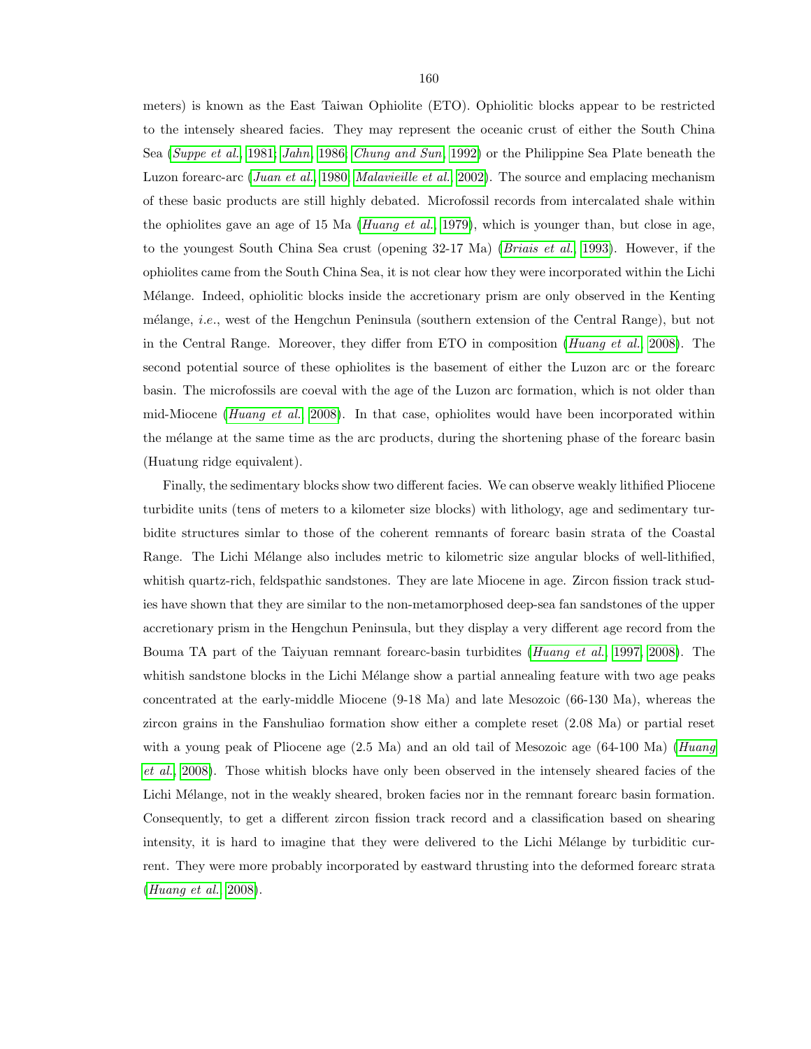meters) is known as the East Taiwan Ophiolite (ETO). Ophiolitic blocks appear to be restricted to the intensely sheared facies. They may represent the oceanic crust of either the South China Sea (*Suppe et al.*, 1981; *Jahn*, 1986; *Chung and Sun*, 1992) or the Philippine Sea Plate beneath the Luzon forearc-arc (*Juan et al.*, 1980; *Malavieille et al.*, 2002). The source and emplacing mechanism of these basic products are still highly debated. Microfossil records from intercalated shale within the ophiolites gave an age of 15 Ma (*Huang et al.*, 1979), which is younger than, but close in age, to the youngest South China Sea crust (opening 32-17 Ma) (*Briais et al.*, 1993). However, if the ophiolites came from the South China Sea, it is not clear how they were incorporated within the Lichi Mélange. Indeed, ophiolitic blocks inside the accretionary prism are only observed in the Kenting mélange, *i.e.*, west of the Hengchun Peninsula (southern extension of the Central Range), but not in the Central Range. Moreover, they differ from ETO in composition (*Huang et al.*, 2008). The second potential source of these ophiolites is the basement of either the Luzon arc or the forearc basin. The microfossils are coeval with the age of the Luzon arc formation, which is not older than mid-Miocene (*Huang et al.*, 2008). In that case, ophiolites would have been incorporated within the mélange at the same time as the arc products, during the shortening phase of the forearc basin (Huatung ridge equivalent).

Finally, the sedimentary blocks show two different facies. We can observe weakly lithified Pliocene turbidite units (tens of meters to a kilometer size blocks) with lithology, age and sedimentary turbidite structures simlar to those of the coherent remnants of forearc basin strata of the Coastal Range. The Lichi Mélange also includes metric to kilometric size angular blocks of well-lithified, whitish quartz-rich, feldspathic sandstones. They are late Miocene in age. Zircon fission track studies have shown that they are similar to the non-metamorphosed deep-sea fan sandstones of the upper accretionary prism in the Hengchun Peninsula, but they display a very different age record from the Bouma TA part of the Taiyuan remnant forearc-basin turbidites (*Huang et al.*, 1997, 2008). The whitish sandstone blocks in the Lichi Mélange show a partial annealing feature with two age peaks concentrated at the early-middle Miocene (9-18 Ma) and late Mesozoic (66-130 Ma), whereas the zircon grains in the Fanshuliao formation show either a complete reset (2.08 Ma) or partial reset with a young peak of Pliocene age (2.5 Ma) and an old tail of Mesozoic age (64-100 Ma) (*Huang et al.*, 2008). Those whitish blocks have only been observed in the intensely sheared facies of the Lichi Mélange, not in the weakly sheared, broken facies nor in the remnant forearc basin formation. Consequently, to get a different zircon fission track record and a classification based on shearing intensity, it is hard to imagine that they were delivered to the Lichi Mélange by turbiditic current. They were more probably incorporated by eastward thrusting into the deformed forearc strata (*Huang et al.*, 2008).